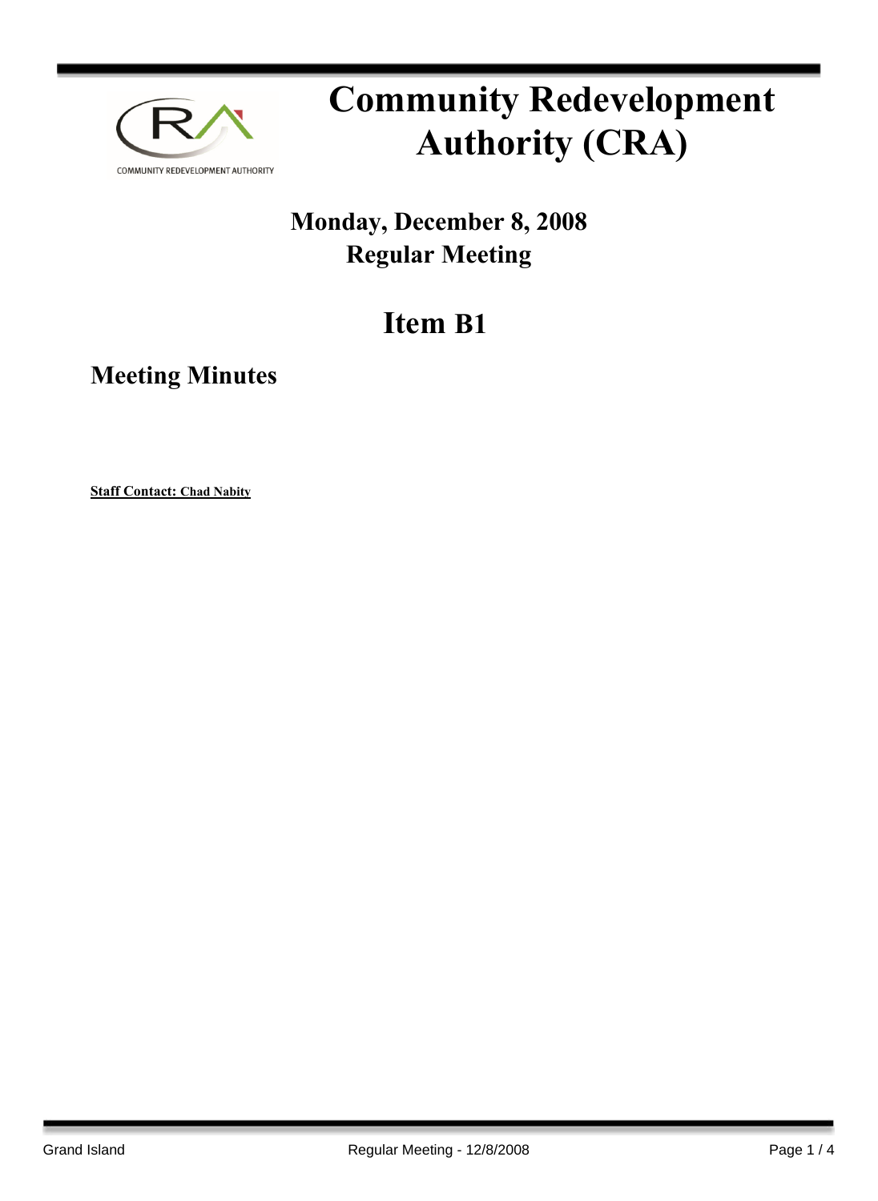# Community Redevelopment Authority (CRA)

## Monday, December 8, 2008
## Regular Meeting

## Item B1

### Meeting Minutes

**Staff Contact: Chad Nabity**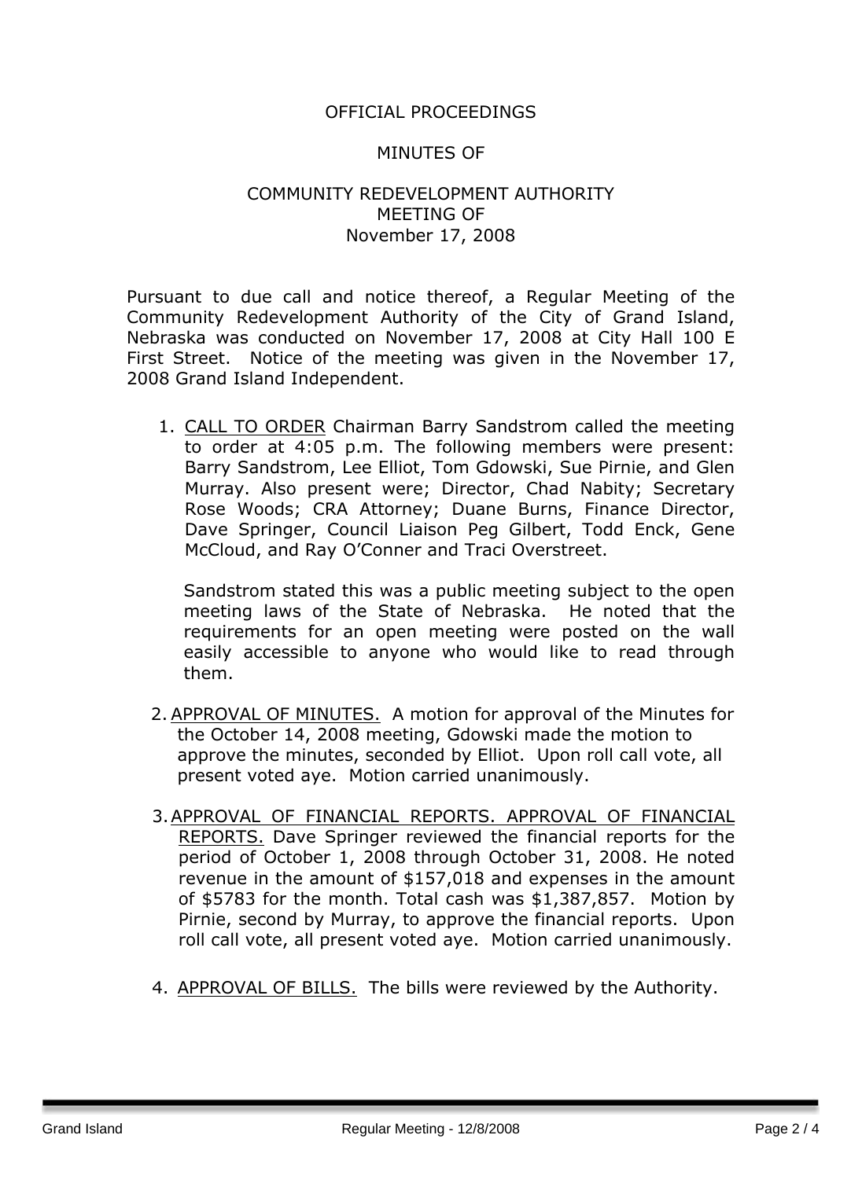OFFICIAL PROCEEDINGS

MINUTES OF

COMMUNITY REDEVELOPMENT AUTHORITY
MEETING OF
November 17, 2008

Pursuant to due call and notice thereof, a Regular Meeting of the Community Redevelopment Authority of the City of Grand Island, Nebraska was conducted on November 17, 2008 at City Hall 100 E First Street. Notice of the meeting was given in the November 17, 2008 Grand Island Independent.

1. CALL TO ORDER Chairman Barry Sandstrom called the meeting to order at 4:05 p.m. The following members were present: Barry Sandstrom, Lee Elliot, Tom Gdowski, Sue Pirnie, and Glen Murray. Also present were; Director, Chad Nabity; Secretary Rose Woods; CRA Attorney; Duane Burns, Finance Director, Dave Springer, Council Liaison Peg Gilbert, Todd Enck, Gene McCloud, and Ray O'Conner and Traci Overstreet.

   Sandstrom stated this was a public meeting subject to the open meeting laws of the State of Nebraska. He noted that the requirements for an open meeting were posted on the wall easily accessible to anyone who would like to read through them.

2. APPROVAL OF MINUTES. A motion for approval of the Minutes for the October 14, 2008 meeting, Gdowski made the motion to approve the minutes, seconded by Elliot. Upon roll call vote, all present voted aye. Motion carried unanimously.

3. APPROVAL OF FINANCIAL REPORTS. APPROVAL OF FINANCIAL REPORTS. Dave Springer reviewed the financial reports for the period of October 1, 2008 through October 31, 2008. He noted revenue in the amount of $157,018 and expenses in the amount of $5783 for the month. Total cash was $1,387,857. Motion by Pirnie, second by Murray, to approve the financial reports. Upon roll call vote, all present voted aye. Motion carried unanimously.

4. APPROVAL OF BILLS. The bills were reviewed by the Authority.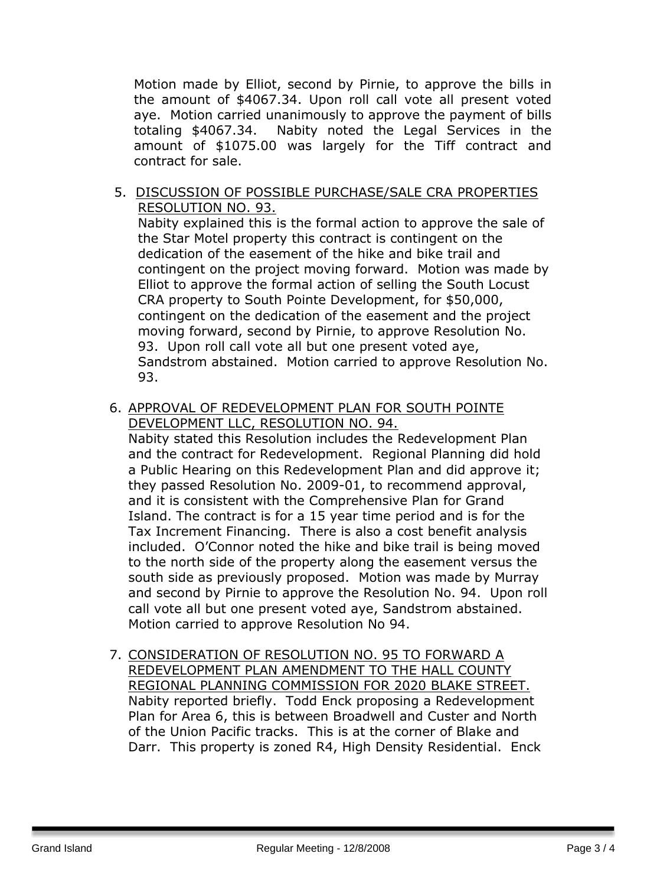Motion made by Elliot, second by Pirnie, to approve the bills in the amount of $4067.34. Upon roll call vote all present voted aye. Motion carried unanimously to approve the payment of bills totaling $4067.34. Nabity noted the Legal Services in the amount of $1075.00 was largely for the Tiff contract and contract for sale.

5. <u>DISCUSSION OF POSSIBLE PURCHASE/SALE CRA PROPERTIES RESOLUTION NO. 93.</u>
   Nabity explained this is the formal action to approve the sale of the Star Motel property this contract is contingent on the dedication of the easement of the hike and bike trail and contingent on the project moving forward. Motion was made by Elliot to approve the formal action of selling the South Locust CRA property to South Pointe Development, for $50,000, contingent on the dedication of the easement and the project moving forward, second by Pirnie, to approve Resolution No. 93. Upon roll call vote all but one present voted aye, Sandstrom abstained. Motion carried to approve Resolution No. 93.

6. <u>APPROVAL OF REDEVELOPMENT PLAN FOR SOUTH POINTE DEVELOPMENT LLC, RESOLUTION NO. 94.</u>
   Nabity stated this Resolution includes the Redevelopment Plan and the contract for Redevelopment. Regional Planning did hold a Public Hearing on this Redevelopment Plan and did approve it; they passed Resolution No. 2009-01, to recommend approval, and it is consistent with the Comprehensive Plan for Grand Island. The contract is for a 15 year time period and is for the Tax Increment Financing. There is also a cost benefit analysis included. O'Connor noted the hike and bike trail is being moved to the north side of the property along the easement versus the south side as previously proposed. Motion was made by Murray and second by Pirnie to approve the Resolution No. 94. Upon roll call vote all but one present voted aye, Sandstrom abstained. Motion carried to approve Resolution No 94.

7. <u>CONSIDERATION OF RESOLUTION NO. 95 TO FORWARD A REDEVELOPMENT PLAN AMENDMENT TO THE HALL COUNTY REGIONAL PLANNING COMMISSION FOR 2020 BLAKE STREET.</u>
   Nabity reported briefly. Todd Enck proposing a Redevelopment Plan for Area 6, this is between Broadwell and Custer and North of the Union Pacific tracks. This is at the corner of Blake and Darr. This property is zoned R4, High Density Residential. Enck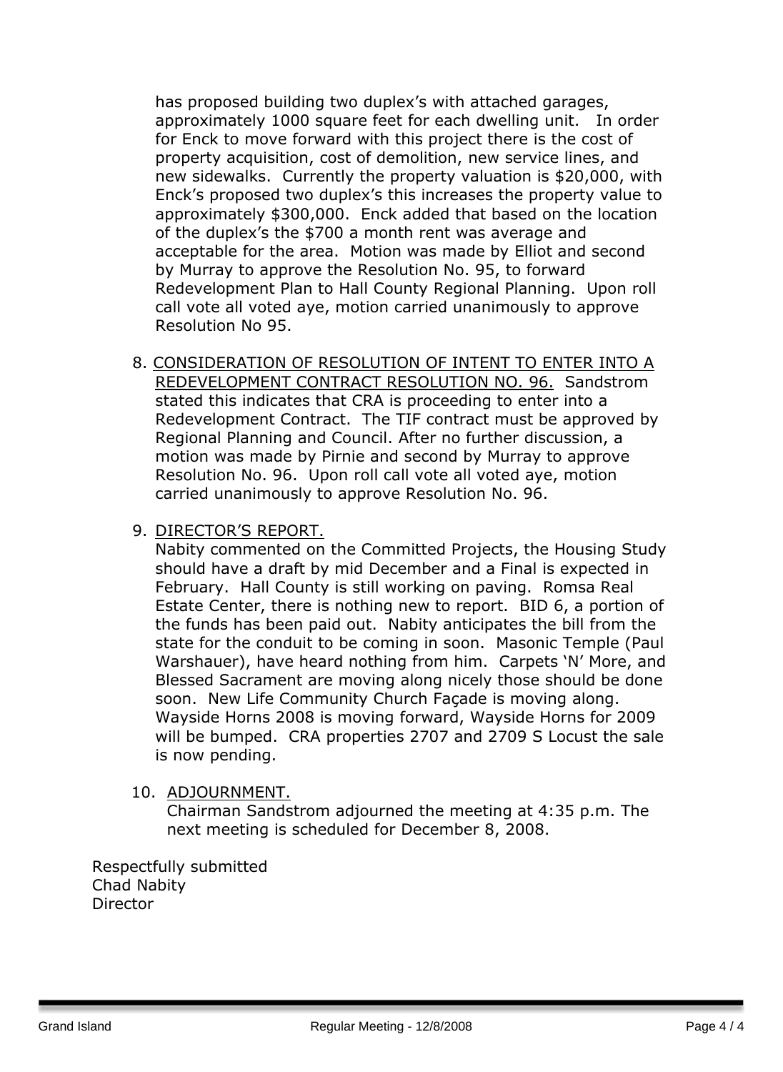has proposed building two duplex's with attached garages, approximately 1000 square feet for each dwelling unit. In order for Enck to move forward with this project there is the cost of property acquisition, cost of demolition, new service lines, and new sidewalks. Currently the property valuation is $20,000, with Enck's proposed two duplex's this increases the property value to approximately $300,000. Enck added that based on the location of the duplex's the $700 a month rent was average and acceptable for the area. Motion was made by Elliot and second by Murray to approve the Resolution No. 95, to forward Redevelopment Plan to Hall County Regional Planning. Upon roll call vote all voted aye, motion carried unanimously to approve Resolution No 95.

8. <u>CONSIDERATION OF RESOLUTION OF INTENT TO ENTER INTO A REDEVELOPMENT CONTRACT RESOLUTION NO. 96.</u> Sandstrom stated this indicates that CRA is proceeding to enter into a Redevelopment Contract. The TIF contract must be approved by Regional Planning and Council. After no further discussion, a motion was made by Pirnie and second by Murray to approve Resolution No. 96. Upon roll call vote all voted aye, motion carried unanimously to approve Resolution No. 96.

9. <u>DIRECTOR'S REPORT.</u>
   Nabity commented on the Committed Projects, the Housing Study should have a draft by mid December and a Final is expected in February. Hall County is still working on paving. Romsa Real Estate Center, there is nothing new to report. BID 6, a portion of the funds has been paid out. Nabity anticipates the bill from the state for the conduit to be coming in soon. Masonic Temple (Paul Warshauer), have heard nothing from him. Carpets 'N' More, and Blessed Sacrament are moving along nicely those should be done soon. New Life Community Church Façade is moving along. Wayside Horns 2008 is moving forward, Wayside Horns for 2009 will be bumped. CRA properties 2707 and 2709 S Locust the sale is now pending.

10. <u>ADJOURNMENT.</u>
    Chairman Sandstrom adjourned the meeting at 4:35 p.m. The next meeting is scheduled for December 8, 2008.

Respectfully submitted
Chad Nabity
Director